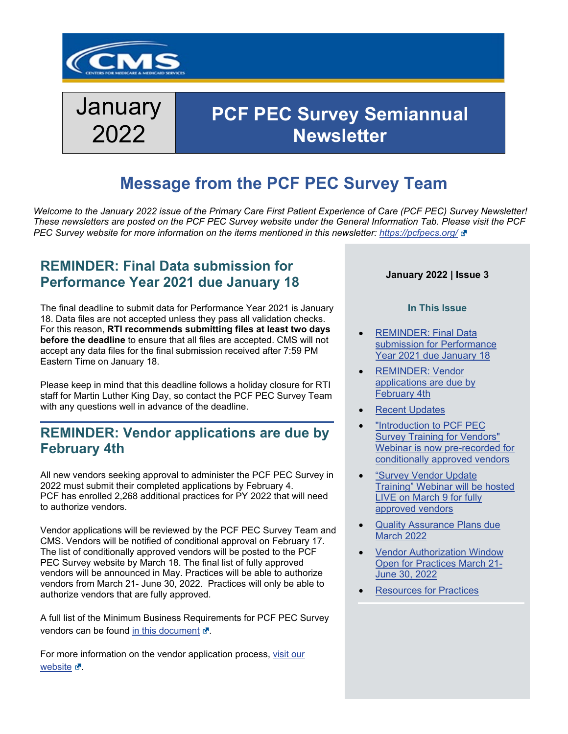# January 2022

# PCF PEC Survey Semiannual Newsletter

## Message from the PCF PEC Survey Team

*Welcome to the January 2022 issue of the Primary Care First Patient Experience of Care (PCF PEC) Survey Newsletter! These newsletters are posted on the PCF PEC Survey website under the General Information Tab. Please visit the PCF PEC Survey website for more information on the items mentioned in this newsletter: [https://pcfpecs.org/](https://pcfpecs.org/)*

**January 2022 | Issue 3**

**In This Issue**

- REMINDER: Final Data submission for Performance Year 2021 due January 18
- REMINDER: Vendor applications are due by February 4th
- Recent Updates
- "Introduction to PCF PEC Survey Training for Vendors" Webinar is now pre-recorded for conditionally approved vendors
- "Survey Vendor Update Training" Webinar will be hosted LIVE on March 9 for fully approved vendors
- Quality Assurance Plans due March 2022
- Vendor Authorization Window Open for Practices March 21- June 30, 2022
- Resources for Practices

## REMINDER: Final Data submission for Performance Year 2021 due January 18

The final deadline to submit data for Performance Year 2021 is January 18. Data files are not accepted unless they pass all validation checks. For this reason, **RTI recommends submitting files at least two days before the deadline** to ensure that all files are accepted. CMS will not accept any data files for the final submission received after 7:59 PM Eastern Time on January 18.

Please keep in mind that this deadline follows a holiday closure for RTI staff for Martin Luther King Day, so contact the PCF PEC Survey Team with any questions well in advance of the deadline.

## REMINDER: Vendor applications are due by February 4th

All new vendors seeking approval to administer the PCF PEC Survey in 2022 must submit their completed applications by February 4. PCF has enrolled 2,268 additional practices for PY 2022 that will need to authorize vendors.

Vendor applications will be reviewed by the PCF PEC Survey Team and CMS. Vendors will be notified of conditional approval on February 17. The list of conditionally approved vendors will be posted to the PCF PEC Survey website by March 18. The final list of fully approved vendors will be announced in May. Practices will be able to authorize vendors from March 21- June 30, 2022. Practices will only be able to authorize vendors that are fully approved.

A full list of the Minimum Business Requirements for PCF PEC Survey vendors can be found in this document.

For more information on the vendor application process, visit our website.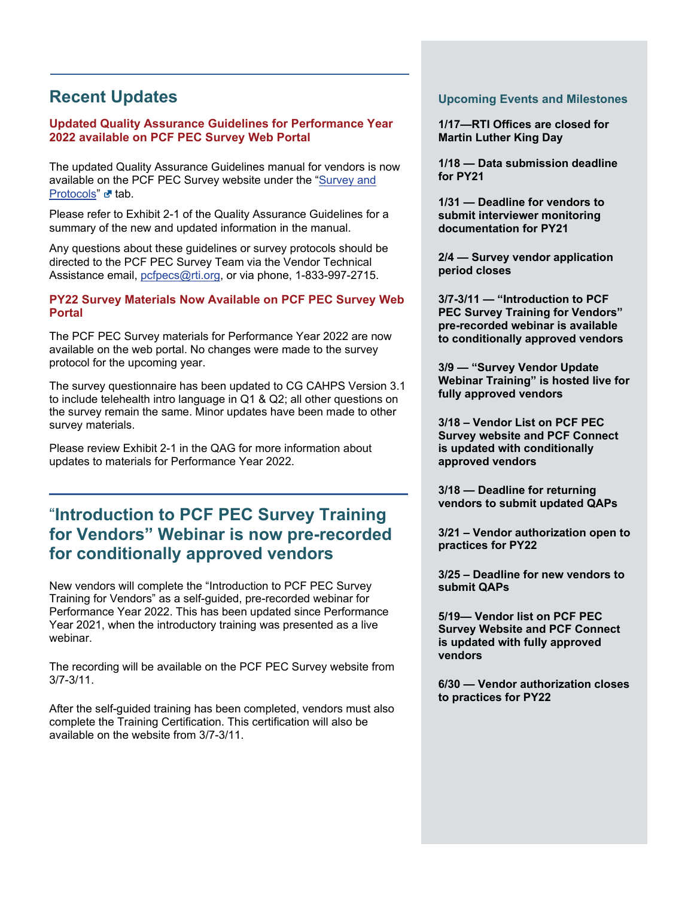## Recent Updates

### Updated Quality Assurance Guidelines for Performance Year 2022 available on PCF PEC Survey Web Portal

The updated Quality Assurance Guidelines manual for vendors is now available on the PCF PEC Survey website under the "[Survey and Protocols]" tab.

Please refer to Exhibit 2-1 of the Quality Assurance Guidelines for a summary of the new and updated information in the manual.

Any questions about these guidelines or survey protocols should be directed to the PCF PEC Survey Team via the Vendor Technical Assistance email, pcfpecs@rti.org, or via phone, 1-833-997-2715.

### PY22 Survey Materials Now Available on PCF PEC Survey Web Portal

The PCF PEC Survey materials for Performance Year 2022 are now available on the web portal. No changes were made to the survey protocol for the upcoming year.

The survey questionnaire has been updated to CG CAHPS Version 3.1 to include telehealth intro language in Q1 & Q2; all other questions on the survey remain the same. Minor updates have been made to other survey materials.

Please review Exhibit 2-1 in the QAG for more information about updates to materials for Performance Year 2022.

## "Introduction to PCF PEC Survey Training for Vendors" Webinar is now pre-recorded for conditionally approved vendors

New vendors will complete the "Introduction to PCF PEC Survey Training for Vendors" as a self-guided, pre-recorded webinar for Performance Year 2022. This has been updated since Performance Year 2021, when the introductory training was presented as a live webinar.

The recording will be available on the PCF PEC Survey website from 3/7-3/11.

After the self-guided training has been completed, vendors must also complete the Training Certification. This certification will also be available on the website from 3/7-3/11.

### Upcoming Events and Milestones

**1/17—RTI Offices are closed for Martin Luther King Day**

**1/18 — Data submission deadline for PY21**

**1/31 — Deadline for vendors to submit interviewer monitoring documentation for PY21**

**2/4 — Survey vendor application period closes**

**3/7-3/11 — "Introduction to PCF PEC Survey Training for Vendors" pre-recorded webinar is available to conditionally approved vendors**

**3/9 — "Survey Vendor Update Webinar Training" is hosted live for fully approved vendors**

**3/18 – Vendor List on PCF PEC Survey website and PCF Connect is updated with conditionally approved vendors**

**3/18 — Deadline for returning vendors to submit updated QAPs**

**3/21 – Vendor authorization open to practices for PY22**

**3/25 – Deadline for new vendors to submit QAPs**

**5/19— Vendor list on PCF PEC Survey Website and PCF Connect is updated with fully approved vendors**

**6/30 — Vendor authorization closes to practices for PY22**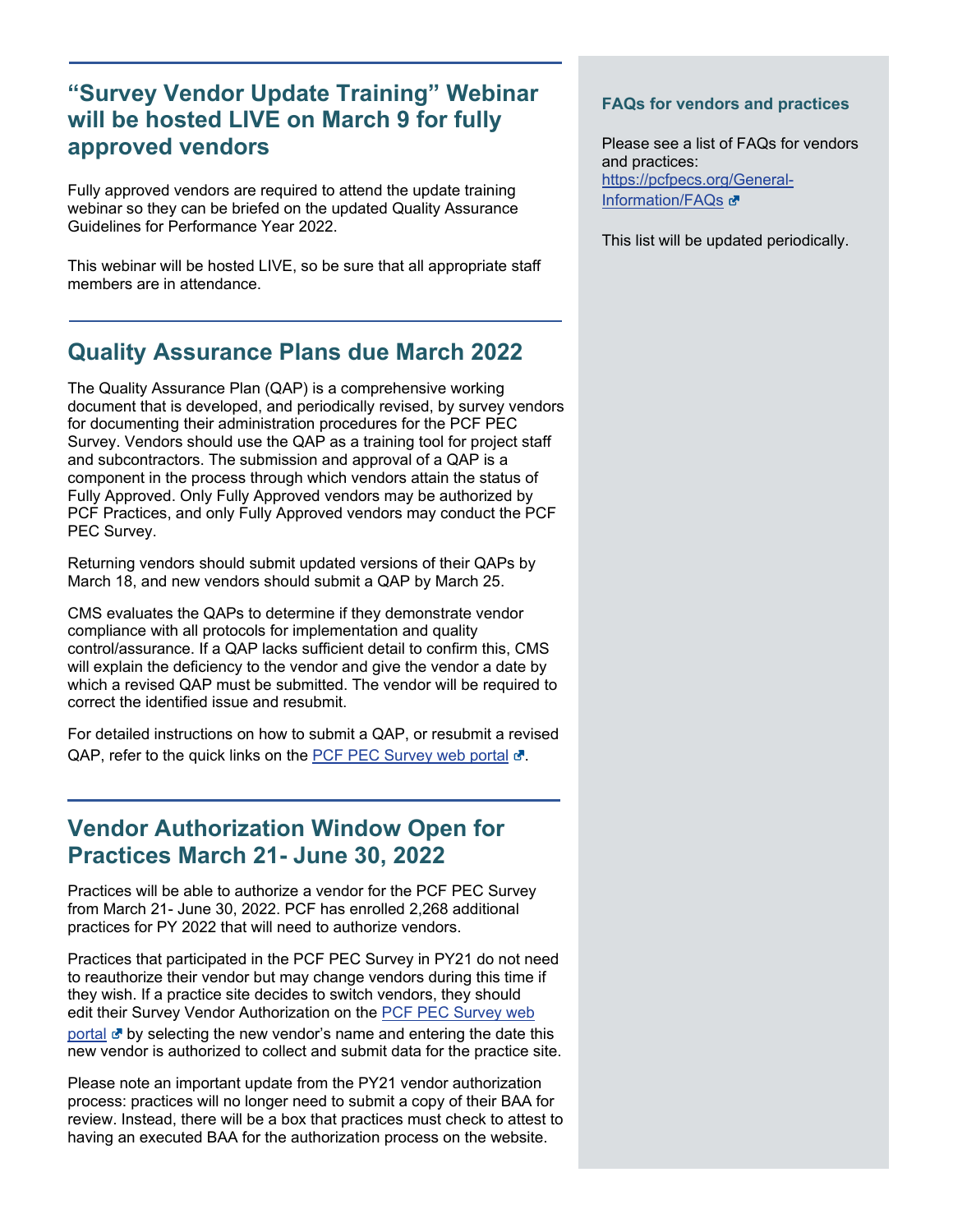## "Survey Vendor Update Training" Webinar will be hosted LIVE on March 9 for fully approved vendors

Fully approved vendors are required to attend the update training webinar so they can be briefed on the updated Quality Assurance Guidelines for Performance Year 2022.

This webinar will be hosted LIVE, so be sure that all appropriate staff members are in attendance.

## Quality Assurance Plans due March 2022

The Quality Assurance Plan (QAP) is a comprehensive working document that is developed, and periodically revised, by survey vendors for documenting their administration procedures for the PCF PEC Survey. Vendors should use the QAP as a training tool for project staff and subcontractors. The submission and approval of a QAP is a component in the process through which vendors attain the status of Fully Approved. Only Fully Approved vendors may be authorized by PCF Practices, and only Fully Approved vendors may conduct the PCF PEC Survey.

Returning vendors should submit updated versions of their QAPs by March 18, and new vendors should submit a QAP by March 25.

CMS evaluates the QAPs to determine if they demonstrate vendor compliance with all protocols for implementation and quality control/assurance. If a QAP lacks sufficient detail to confirm this, CMS will explain the deficiency to the vendor and give the vendor a date by which a revised QAP must be submitted. The vendor will be required to correct the identified issue and resubmit.

For detailed instructions on how to submit a QAP, or resubmit a revised QAP, refer to the quick links on the PCF PEC Survey web portal.

## Vendor Authorization Window Open for Practices March 21- June 30, 2022

Practices will be able to authorize a vendor for the PCF PEC Survey from March 21- June 30, 2022. PCF has enrolled 2,268 additional practices for PY 2022 that will need to authorize vendors.

Practices that participated in the PCF PEC Survey in PY21 do not need to reauthorize their vendor but may change vendors during this time if they wish. If a practice site decides to switch vendors, they should edit their Survey Vendor Authorization on the PCF PEC Survey web portal by selecting the new vendor's name and entering the date this new vendor is authorized to collect and submit data for the practice site.

Please note an important update from the PY21 vendor authorization process: practices will no longer need to submit a copy of their BAA for review. Instead, there will be a box that practices must check to attest to having an executed BAA for the authorization process on the website.

### FAQs for vendors and practices

Please see a list of FAQs for vendors and practices: https://pcfpecs.org/General-Information/FAQs

This list will be updated periodically.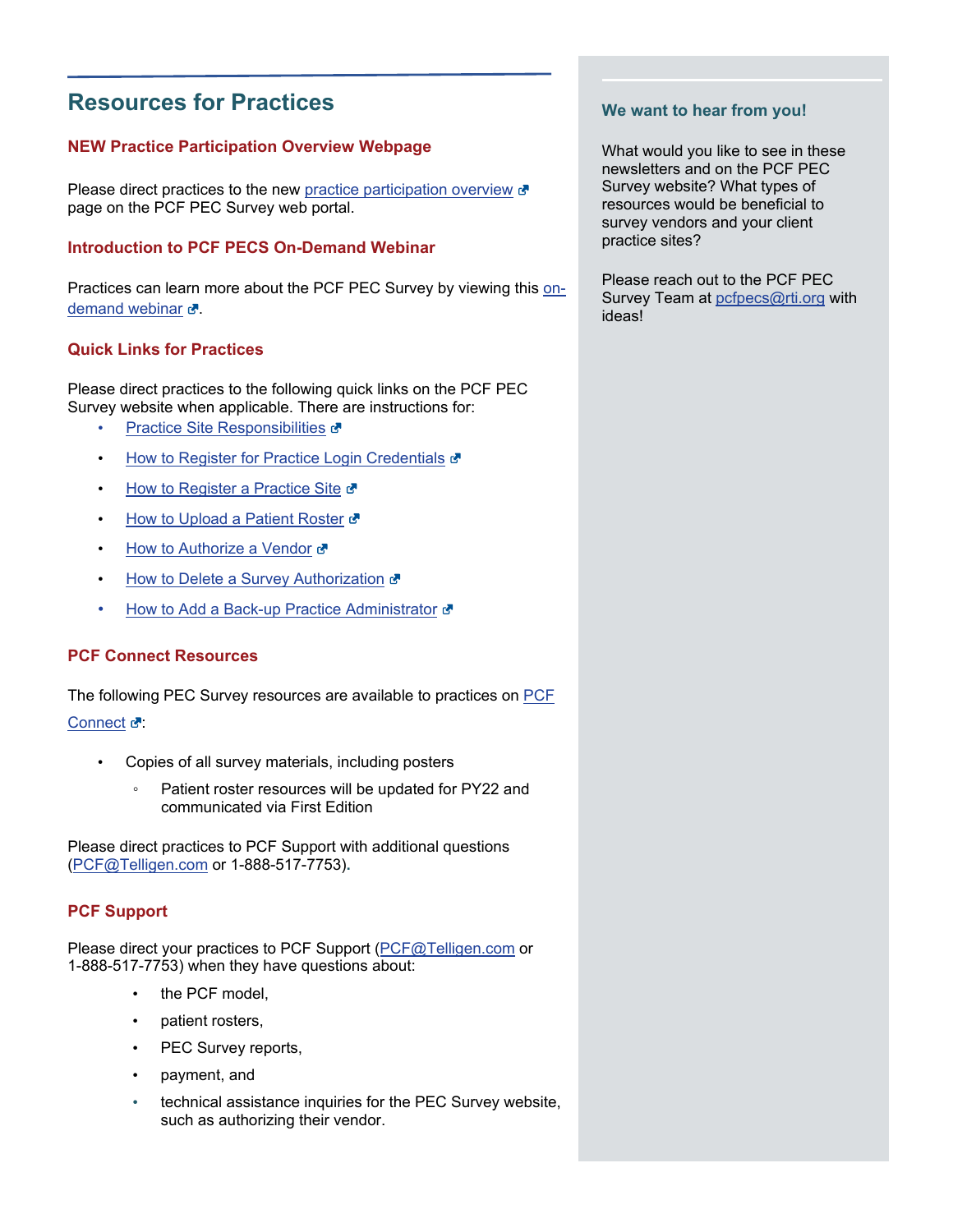## Resources for Practices

### NEW Practice Participation Overview Webpage

Please direct practices to the new practice participation overview page on the PCF PEC Survey web portal.

### Introduction to PCF PECS On-Demand Webinar

Practices can learn more about the PCF PEC Survey by viewing this on-demand webinar.

### Quick Links for Practices

Please direct practices to the following quick links on the PCF PEC Survey website when applicable. There are instructions for:

- Practice Site Responsibilities
- How to Register for Practice Login Credentials
- How to Register a Practice Site
- How to Upload a Patient Roster
- How to Authorize a Vendor
- How to Delete a Survey Authorization
- How to Add a Back-up Practice Administrator

### PCF Connect Resources

The following PEC Survey resources are available to practices on PCF Connect:

- Copies of all survey materials, including posters
  - Patient roster resources will be updated for PY22 and communicated via First Edition

Please direct practices to PCF Support with additional questions (PCF@Telligen.com or 1-888-517-7753).

### PCF Support

Please direct your practices to PCF Support (PCF@Telligen.com or 1-888-517-7753) when they have questions about:

- the PCF model,
- patient rosters,
- PEC Survey reports,
- payment, and
- technical assistance inquiries for the PEC Survey website, such as authorizing their vendor.

### We want to hear from you!

What would you like to see in these newsletters and on the PCF PEC Survey website? What types of resources would be beneficial to survey vendors and your client practice sites?

Please reach out to the PCF PEC Survey Team at pcfpecs@rti.org with ideas!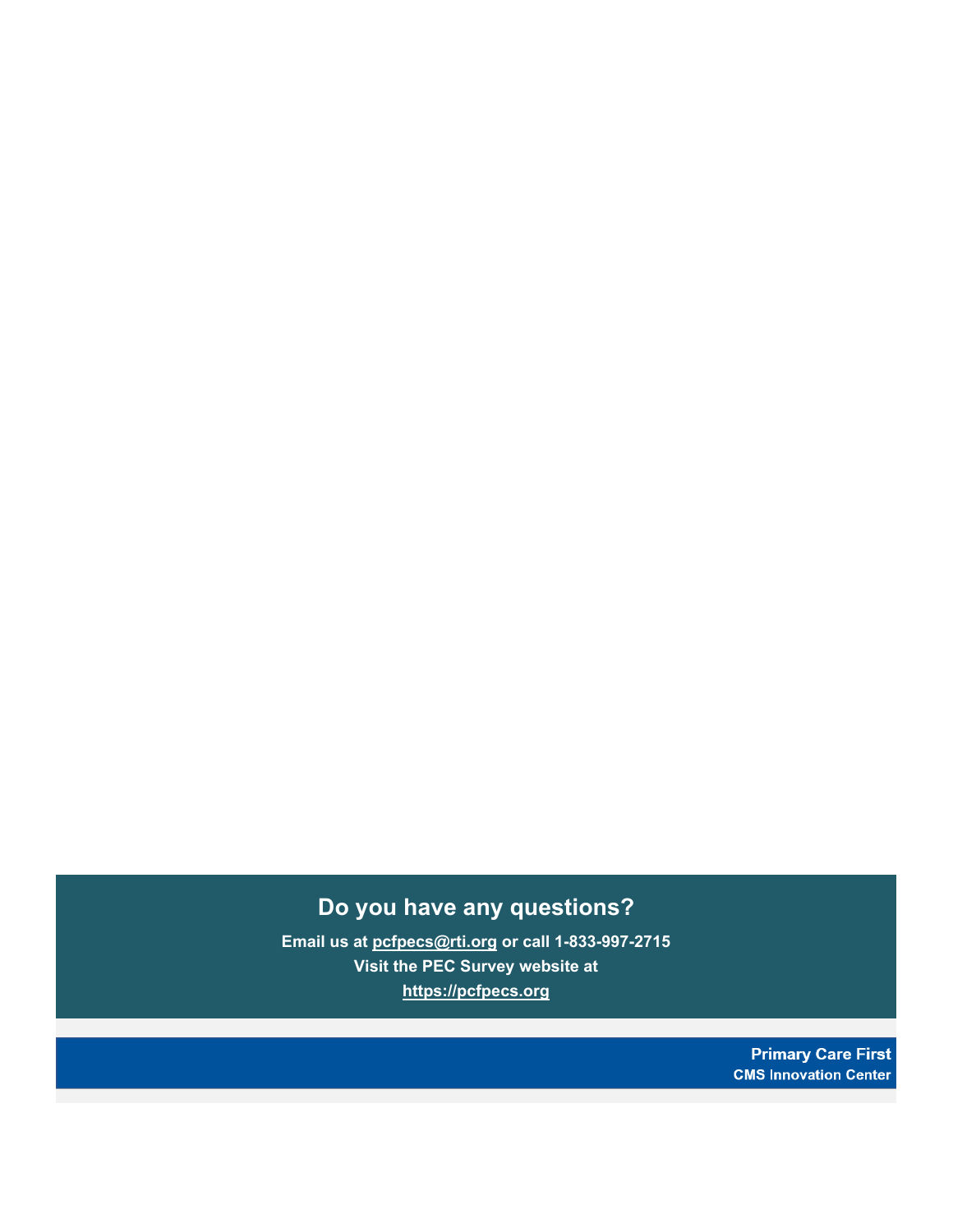## Do you have any questions?

**Email us at pcfpecs@rti.org or call 1-833-997-2715**

**Visit the PEC Survey website at**

**https://pcfpecs.org**

**Primary Care First**
**CMS Innovation Center**